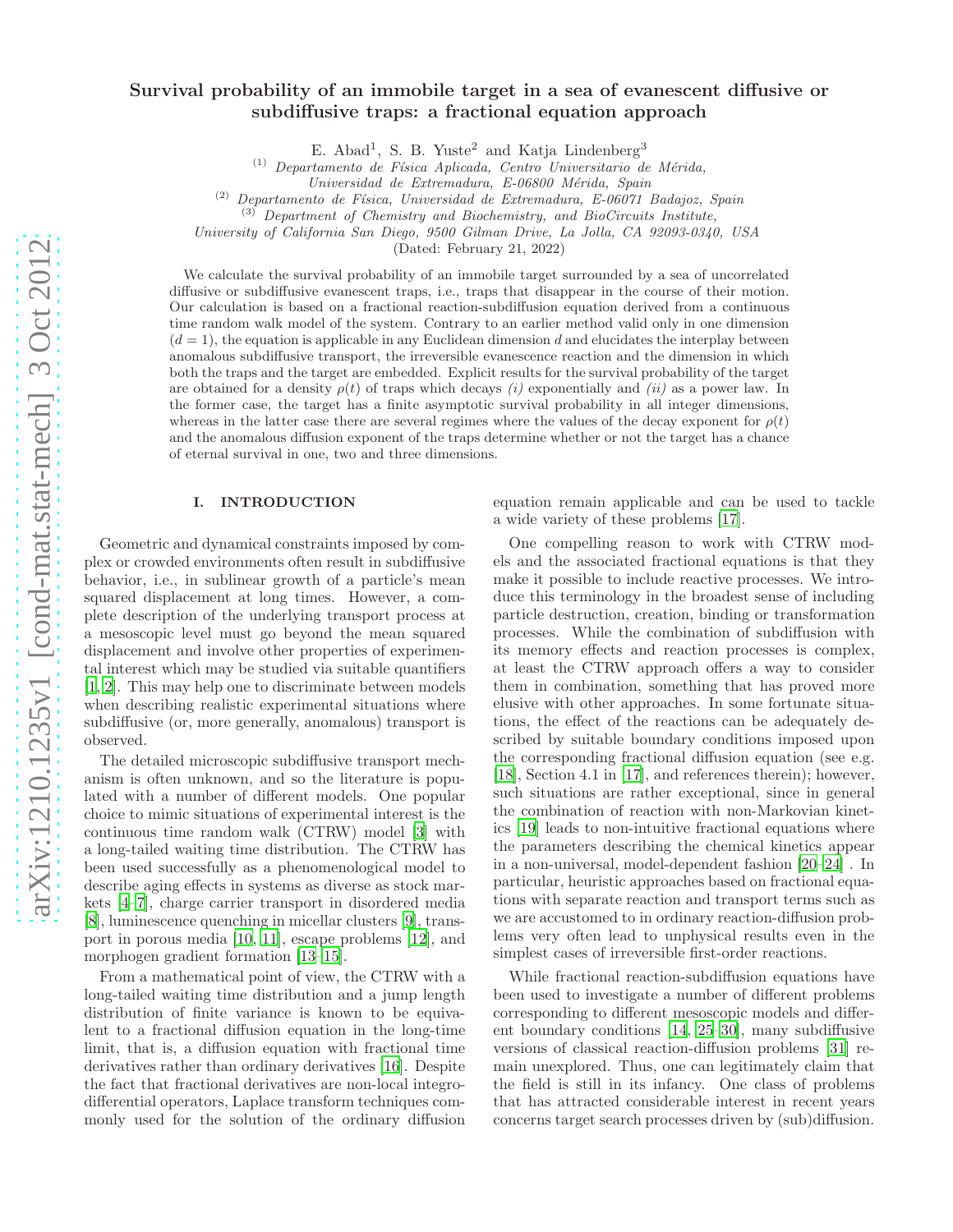# Survival probability of an immobile target in a sea of evanescent diffusive or subdiffusive traps: a fractional equation approach

E. Abad[1], S. B. Yuste[2] and Katja Lindenberg[3]

[(1)] *Departamento de Física Aplicada, Centro Universitario de Mérida, Universidad de Extremadura, E-06800 Mérida, Spain*

[(2)] *Departamento de Física, Universidad de Extremadura, E-06071 Badajoz, Spain*

[(3)] *Department of Chemistry and Biochemistry, and BioCircuits Institute, University of California San Diego, 9500 Gilman Drive, La Jolla, CA 92093-0340, USA*

(Dated: February 21, 2022)

We calculate the survival probability of an immobile target surrounded by a sea of uncorrelated diffusive or subdiffusive evanescent traps, i.e., traps that disappear in the course of their motion. Our calculation is based on a fractional reaction-subdiffusion equation derived from a continuous time random walk model of the system. Contrary to an earlier method valid only in one dimension ($d = 1$), the equation is applicable in any Euclidean dimension $d$ and elucidates the interplay between anomalous subdiffusive transport, the irreversible evanescence reaction and the dimension in which both the traps and the target are embedded. Explicit results for the survival probability of the target are obtained for a density $\rho(t)$ of traps which decays *(i)* exponentially and *(ii)* as a power law. In the former case, the target has a finite asymptotic survival probability in all integer dimensions, whereas in the latter case there are several regimes where the values of the decay exponent for $\rho(t)$ and the anomalous diffusion exponent of the traps determine whether or not the target has a chance of eternal survival in one, two and three dimensions.

## I. INTRODUCTION

Geometric and dynamical constraints imposed by complex or crowded environments often result in subdiffusive behavior, i.e., in sublinear growth of a particle's mean squared displacement at long times. However, a complete description of the underlying transport process at a mesoscopic level must go beyond the mean squared displacement and involve other properties of experimental interest which may be studied via suitable quantifiers [1, 2]. This may help one to discriminate between models when describing realistic experimental situations where subdiffusive (or, more generally, anomalous) transport is observed.

The detailed microscopic subdiffusive transport mechanism is often unknown, and so the literature is populated with a number of different models. One popular choice to mimic situations of experimental interest is the continuous time random walk (CTRW) model [3] with a long-tailed waiting time distribution. The CTRW has been used successfully as a phenomenological model to describe aging effects in systems as diverse as stock markets [4–7], charge carrier transport in disordered media [8], luminescence quenching in micellar clusters [9], transport in porous media [10, 11], escape problems [12], and morphogen gradient formation [13–15].

From a mathematical point of view, the CTRW with a long-tailed waiting time distribution and a jump length distribution of finite variance is known to be equivalent to a fractional diffusion equation in the long-time limit, that is, a diffusion equation with fractional time derivatives rather than ordinary derivatives [16]. Despite the fact that fractional derivatives are non-local integro-differential operators, Laplace transform techniques commonly used for the solution of the ordinary diffusion equation remain applicable and can be used to tackle a wide variety of these problems [17].

One compelling reason to work with CTRW models and the associated fractional equations is that they make it possible to include reactive processes. We introduce this terminology in the broadest sense of including particle destruction, creation, binding or transformation processes. While the combination of subdiffusion with its memory effects and reaction processes is complex, at least the CTRW approach offers a way to consider them in combination, something that has proved more elusive with other approaches. In some fortunate situations, the effect of the reactions can be adequately described by suitable boundary conditions imposed upon the corresponding fractional diffusion equation (see e.g. [18], Section 4.1 in [17], and references therein); however, such situations are rather exceptional, since in general the combination of reaction with non-Markovian kinetics [19] leads to non-intuitive fractional equations where the parameters describing the chemical kinetics appear in a non-universal, model-dependent fashion [20–24] . In particular, heuristic approaches based on fractional equations with separate reaction and transport terms such as we are accustomed to in ordinary reaction-diffusion problems very often lead to unphysical results even in the simplest cases of irreversible first-order reactions.

While fractional reaction-subdiffusion equations have been used to investigate a number of different problems corresponding to different mesoscopic models and different boundary conditions [14, 25–30], many subdiffusive versions of classical reaction-diffusion problems [31] remain unexplored. Thus, one can legitimately claim that the field is still in its infancy. One class of problems that has attracted considerable interest in recent years concerns target search processes driven by (sub)diffusion.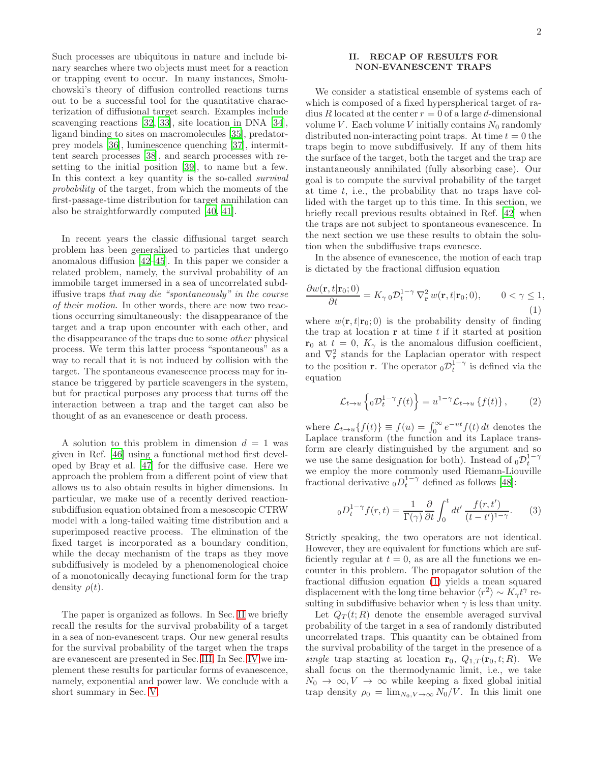Such processes are ubiquitous in nature and include binary searches where two objects must meet for a reaction or trapping event to occur. In many instances, Smoluchowski's theory of diffusion controlled reactions turns out to be a successful tool for the quantitative characterization of diffusional target search. Examples include scavenging reactions [32, 33], site location in DNA [34], ligand binding to sites on macromolecules [35], predator-prey models [36], luminescence quenching [37], intermittent search processes [38], and search processes with resetting to the initial position [39], to name but a few. In this context a key quantity is the so-called *survival probability* of the target, from which the moments of the first-passage-time distribution for target annihilation can also be straightforwardly computed [40, 41].

In recent years the classic diffusional target search problem has been generalized to particles that undergo anomalous diffusion [42–45]. In this paper we consider a related problem, namely, the survival probability of an immobile target immersed in a sea of uncorrelated subdiffusive traps *that may die "spontaneously" in the course of their motion*. In other words, there are now two reactions occurring simultaneously: the disappearance of the target and a trap upon encounter with each other, and the disappearance of the traps due to some *other* physical process. We term this latter process "spontaneous" as a way to recall that it is not induced by collision with the target. The spontaneous evanescence process may for instance be triggered by particle scavengers in the system, but for practical purposes any process that turns off the interaction between a trap and the target can also be thought of as an evanescence or death process.

A solution to this problem in dimension $d = 1$ was given in Ref. [46] using a functional method first developed by Bray et al. [47] for the diffusive case. Here we approach the problem from a different point of view that allows us to also obtain results in higher dimensions. In particular, we make use of a recently derived reaction-subdiffusion equation obtained from a mesoscopic CTRW model with a long-tailed waiting time distribution and a superimposed reactive process. The elimination of the fixed target is incorporated as a boundary condition, while the decay mechanism of the traps as they move subdiffusively is modeled by a phenomenological choice of a monotonically decaying functional form for the trap density $\rho(t)$.

The paper is organized as follows. In Sec. II we briefly recall the results for the survival probability of a target in a sea of non-evanescent traps. Our new general results for the survival probability of the target when the traps are evanescent are presented in Sec. III. In Sec. IV we implement these results for particular forms of evanescence, namely, exponential and power law. We conclude with a short summary in Sec. V.

## II. RECAP OF RESULTS FOR NON-EVANESCENT TRAPS

We consider a statistical ensemble of systems each of which is composed of a fixed hyperspherical target of radius $R$ located at the center $r = 0$ of a large $d$-dimensional volume $V$. Each volume $V$ initially contains $N_0$ randomly distributed non-interacting point traps. At time $t = 0$ the traps begin to move subdiffusively. If any of them hits the surface of the target, both the target and the trap are instantaneously annihilated (fully absorbing case). Our goal is to compute the survival probability of the target at time $t$, i.e., the probability that no traps have collided with the target up to this time. In this section, we briefly recall previous results obtained in Ref. [42] when the traps are not subject to spontaneous evanescence. In the next section we use these results to obtain the solution when the subdiffusive traps evanesce.

In the absence of evanescence, the motion of each trap is dictated by the fractional diffusion equation

$$\frac{\partial w(\mathbf{r},t|\mathbf{r}_0;0)}{\partial t} = K_\gamma \, {}_0\mathcal{D}_t^{1-\gamma} \, \nabla_{\mathbf{r}}^2 \, w(\mathbf{r},t|\mathbf{r}_0;0), \qquad 0 < \gamma \le 1, \tag{1}$$

where $w(\mathbf{r},t|\mathbf{r}_0;0)$ is the probability density of finding the trap at location $\mathbf{r}$ at time $t$ if it started at position $\mathbf{r}_0$ at $t = 0$, $K_\gamma$ is the anomalous diffusion coefficient, and $\nabla_{\mathbf{r}}^2$ stands for the Laplacian operator with respect to the position $\mathbf{r}$. The operator ${}_0\mathcal{D}_t^{1-\gamma}$ is defined via the equation

$$\mathcal{L}_{t\to u}\left\{ {}_0\mathcal{D}_t^{1-\gamma} f(t) \right\} = u^{1-\gamma} \mathcal{L}_{t\to u}\left\{ f(t) \right\}, \tag{2}$$

where $\mathcal{L}_{t\to u}\{f(t)\} \equiv f(u) = \int_0^\infty e^{-ut} f(t)\, dt$ denotes the Laplace transform (the function and its Laplace transform are clearly distinguished by the argument and so we use the same designation for both). Instead of ${}_0\mathcal{D}_t^{1-\gamma}$ we employ the more commonly used Riemann-Liouville fractional derivative ${}_0D_t^{1-\gamma}$ defined as follows [48]:

$${}_0D_t^{1-\gamma} f(r,t) = \frac{1}{\Gamma(\gamma)} \frac{\partial}{\partial t} \int_0^t dt' \, \frac{f(r,t')}{(t-t')^{1-\gamma}}. \tag{3}$$

Strictly speaking, the two operators are not identical. However, they are equivalent for functions which are sufficiently regular at $t = 0$, as are all the functions we encounter in this problem. The propagator solution of the fractional diffusion equation (1) yields a mean squared displacement with the long time behavior $\langle r^2 \rangle \sim K_\gamma t^\gamma$ resulting in subdiffusive behavior when $\gamma$ is less than unity.

Let $Q_T(t;R)$ denote the ensemble averaged survival probability of the target in a sea of randomly distributed uncorrelated traps. This quantity can be obtained from the survival probability of the target in the presence of a *single* trap starting at location $\mathbf{r}_0$, $Q_{1,T}(\mathbf{r}_0,t;R)$. We shall focus on the thermodynamic limit, i.e., we take $N_0 \to \infty, V \to \infty$ while keeping a fixed global initial trap density $\rho_0 = \lim_{N_0,V\to\infty} N_0/V$. In this limit one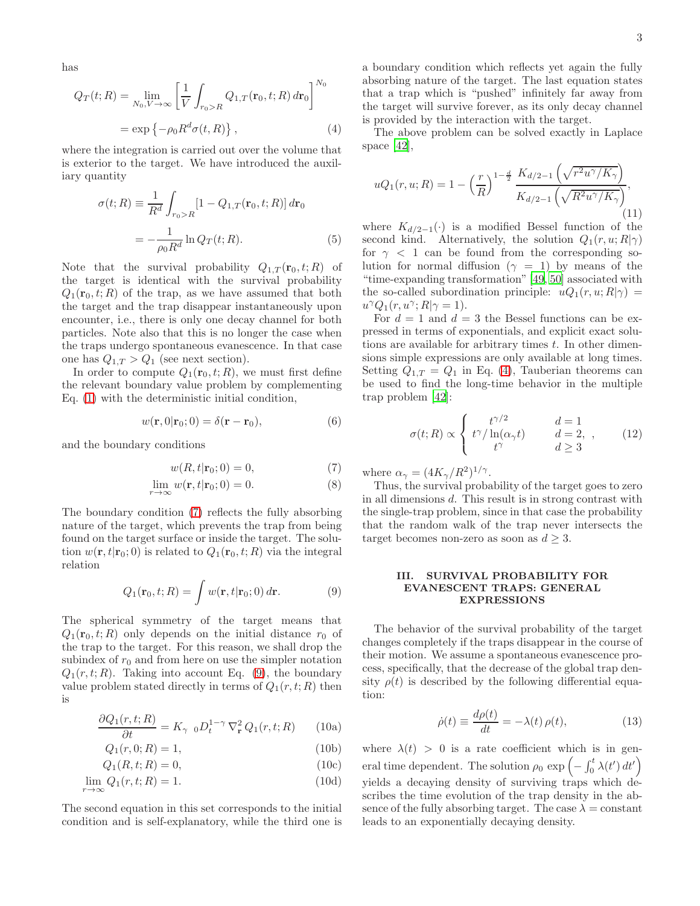has

$$
\begin{aligned}
Q_T(t;R) &= \lim_{N_0,V\to\infty}\left[\frac{1}{V}\int_{r_0>R} Q_{1,T}(\mathbf{r}_0,t;R)\,d\mathbf{r}_0\right]^{N_0} \\
&= \exp\left\{-\rho_0 R^d \sigma(t,R)\right\}, \qquad (4)
\end{aligned}
$$

where the integration is carried out over the volume that is exterior to the target. We have introduced the auxiliary quantity

$$
\begin{aligned}
\sigma(t;R) &\equiv \frac{1}{R^d}\int_{r_0>R}[1-Q_{1,T}(\mathbf{r}_0,t;R)]\,d\mathbf{r}_0 \\
&= -\frac{1}{\rho_0 R^d}\ln Q_T(t;R). \qquad (5)
\end{aligned}
$$

Note that the survival probability $Q_{1,T}(\mathbf{r}_0,t;R)$ of the target is identical with the survival probability $Q_1(\mathbf{r}_0,t;R)$ of the trap, as we have assumed that both the target and the trap disappear instantaneously upon encounter, i.e., there is only one decay channel for both particles. Note also that this is no longer the case when the traps undergo spontaneous evanescence. In that case one has $Q_{1,T} > Q_1$ (see next section).

In order to compute $Q_1(\mathbf{r}_0,t;R)$, we must first define the relevant boundary value problem by complementing Eq. (1) with the deterministic initial condition,

$$
w(\mathbf{r},0|\mathbf{r}_0;0) = \delta(\mathbf{r}-\mathbf{r}_0), \qquad (6)
$$

and the boundary conditions

$$
w(R,t|\mathbf{r}_0;0) = 0, \qquad (7)
$$

$$
\lim_{r\to\infty} w(\mathbf{r},t|\mathbf{r}_0;0) = 0. \qquad (8)
$$

The boundary condition (7) reflects the fully absorbing nature of the target, which prevents the trap from being found on the target surface or inside the target. The solution $w(\mathbf{r},t|\mathbf{r}_0;0)$ is related to $Q_1(\mathbf{r}_0,t;R)$ via the integral relation

$$
Q_1(\mathbf{r}_0,t;R) = \int w(\mathbf{r},t|\mathbf{r}_0;0)\,d\mathbf{r}. \qquad (9)
$$

The spherical symmetry of the target means that $Q_1(\mathbf{r}_0,t;R)$ only depends on the initial distance $r_0$ of the trap to the target. For this reason, we shall drop the subindex of $r_0$ and from here on use the simpler notation $Q_1(r,t;R)$. Taking into account Eq. (9), the boundary value problem stated directly in terms of $Q_1(r,t;R)$ then is

$$
\frac{\partial Q_1(r,t;R)}{\partial t} = K_\gamma \;{}_0D_t^{1-\gamma}\,\nabla^2_{\mathbf{r}}\,Q_1(r,t;R) \qquad (10a)
$$

$$
Q_1(r,0;R) = 1, \qquad (10b)
$$

$$
Q_1(R,t;R) = 0, \qquad (10c)
$$

$$
\lim_{r\to\infty} Q_1(r,t;R) = 1. \qquad (10d)
$$

The second equation in this set corresponds to the initial condition and is self-explanatory, while the third one is a boundary condition which reflects yet again the fully absorbing nature of the target. The last equation states that a trap which is "pushed" infinitely far away from the target will survive forever, as its only decay channel is provided by the interaction with the target.

The above problem can be solved exactly in Laplace space [42],

$$
uQ_1(r,u;R) = 1-\left(\frac{r}{R}\right)^{1-\frac{d}{2}}\frac{K_{d/2-1}\left(\sqrt{r^2u^\gamma/K_\gamma}\right)}{K_{d/2-1}\left(\sqrt{R^2u^\gamma/K_\gamma}\right)}, \qquad (11)
$$

where $K_{d/2-1}(\cdot)$ is a modified Bessel function of the second kind. Alternatively, the solution $Q_1(r,u;R|\gamma)$ for $\gamma<1$ can be found from the corresponding solution for normal diffusion ($\gamma=1$) by means of the "time-expanding transformation" [49,50] associated with the so-called subordination principle: $uQ_1(r,u;R|\gamma) = u^\gamma Q_1(r,u^\gamma;R|\gamma=1)$.

For $d=1$ and $d=3$ the Bessel functions can be expressed in terms of exponentials, and explicit exact solutions are available for arbitrary times $t$. In other dimensions simple expressions are only available at long times. Setting $Q_{1,T}=Q_1$ in Eq. (4), Tauberian theorems can be used to find the long-time behavior in the multiple trap problem [42]:

$$
\sigma(t;R) \propto \begin{cases} t^{\gamma/2} & d=1 \\ t^\gamma/\ln(\alpha_\gamma t) & d=2, \\ t^\gamma & d\ge 3 \end{cases}, \qquad (12)
$$

where $\alpha_\gamma = (4K_\gamma/R^2)^{1/\gamma}$.

Thus, the survival probability of the target goes to zero in all dimensions $d$. This result is in strong contrast with the single-trap problem, since in that case the probability that the random walk of the trap never intersects the target becomes non-zero as soon as $d\ge 3$.

## III. SURVIVAL PROBABILITY FOR EVANESCENT TRAPS: GENERAL EXPRESSIONS

The behavior of the survival probability of the target changes completely if the traps disappear in the course of their motion. We assume a spontaneous evanescence process, specifically, that the decrease of the global trap density $\rho(t)$ is described by the following differential equation:

$$
\dot\rho(t) \equiv \frac{d\rho(t)}{dt} = -\lambda(t)\,\rho(t), \qquad (13)
$$

where $\lambda(t)>0$ is a rate coefficient which is in general time dependent. The solution $\rho_0\,\exp\left(-\int_0^t \lambda(t')\,dt'\right)$ yields a decaying density of surviving traps which describes the time evolution of the trap density in the absence of the fully absorbing target. The case $\lambda=$ constant leads to an exponentially decaying density.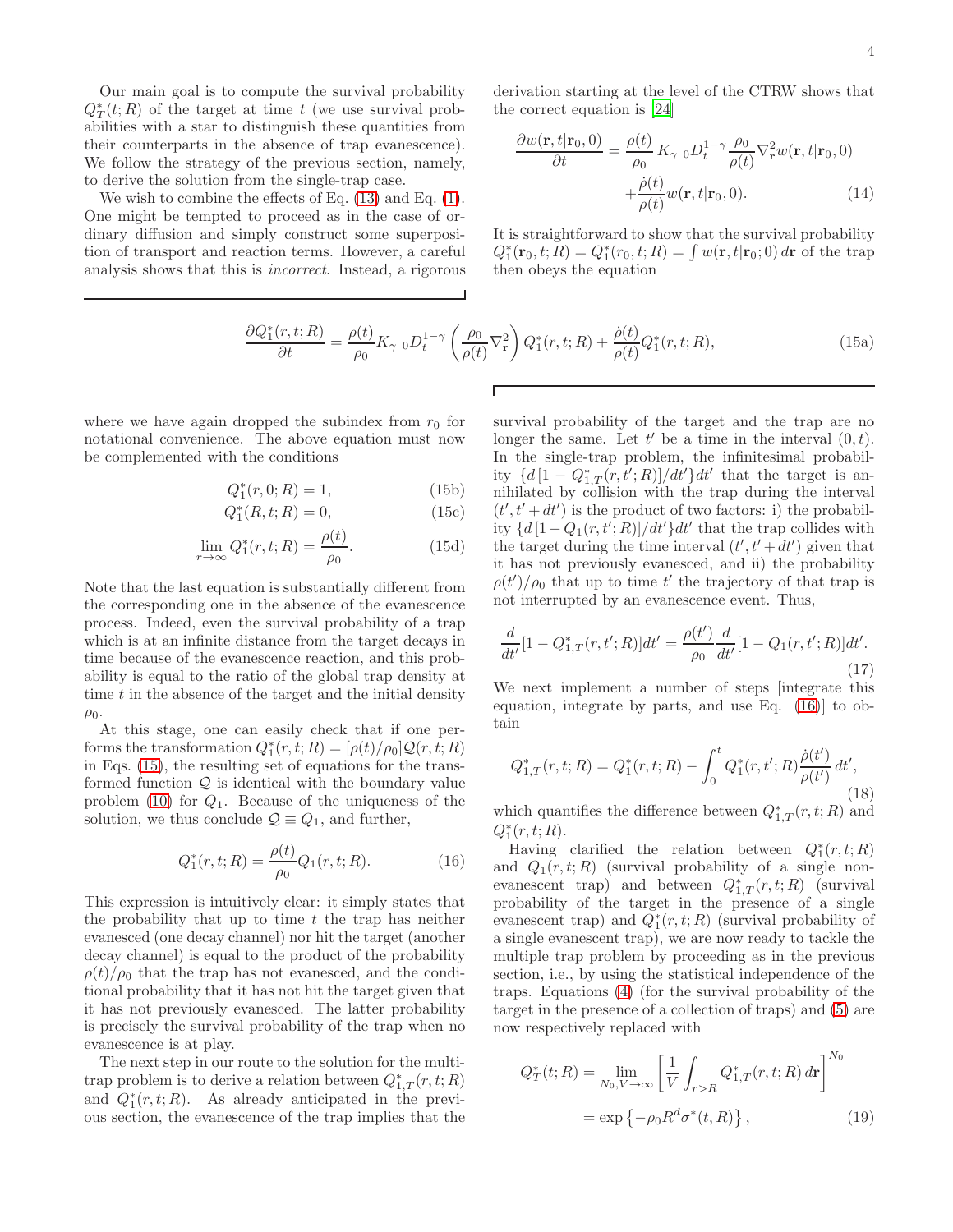Our main goal is to compute the survival probability $Q_T^*(t;R)$ of the target at time $t$ (we use survival probabilities with a star to distinguish these quantities from their counterparts in the absence of trap evanescence). We follow the strategy of the previous section, namely, to derive the solution from the single-trap case.

We wish to combine the effects of Eq. (13) and Eq. (1). One might be tempted to proceed as in the case of ordinary diffusion and simply construct some superposition of transport and reaction terms. However, a careful analysis shows that this is *incorrect*. Instead, a rigorous derivation starting at the level of the CTRW shows that the correct equation is [24]

$$\frac{\partial w(\mathbf{r},t|\mathbf{r}_0,0)}{\partial t} = \frac{\rho(t)}{\rho_0} K_\gamma \, {}_0D_t^{1-\gamma} \frac{\rho_0}{\rho(t)} \nabla^2_{\mathbf{r}} w(\mathbf{r},t|\mathbf{r}_0,0) + \frac{\dot\rho(t)}{\rho(t)} w(\mathbf{r},t|\mathbf{r}_0,0). \tag{14}$$

It is straightforward to show that the survival probability $Q_1^*(\mathbf{r}_0,t;R) = Q_1^*(r_0,t;R) = \int w(\mathbf{r},t|\mathbf{r}_0;0)\,d\mathbf{r}$ of the trap then obeys the equation

$$\frac{\partial Q_1^*(r,t;R)}{\partial t} = \frac{\rho(t)}{\rho_0} K_\gamma \, {}_0D_t^{1-\gamma} \left( \frac{\rho_0}{\rho(t)} \nabla^2_{\mathbf{r}} \right) Q_1^*(r,t;R) + \frac{\dot\rho(t)}{\rho(t)} Q_1^*(r,t;R), \tag{15a}$$

where we have again dropped the subindex from $r_0$ for notational convenience. The above equation must now be complemented with the conditions

$$Q_1^*(r,0;R) = 1, \tag{15b}$$

$$Q_1^*(R,t;R) = 0, \tag{15c}$$

$$\lim_{r\to\infty} Q_1^*(r,t;R) = \frac{\rho(t)}{\rho_0}. \tag{15d}$$

Note that the last equation is substantially different from the corresponding one in the absence of the evanescence process. Indeed, even the survival probability of a trap which is at an infinite distance from the target decays in time because of the evanescence reaction, and this probability is equal to the ratio of the global trap density at time $t$ in the absence of the target and the initial density $\rho_0$.

At this stage, one can easily check that if one performs the transformation $Q_1^*(r,t;R) = [\rho(t)/\rho_0]\mathcal{Q}(r,t;R)$ in Eqs. (15), the resulting set of equations for the transformed function $\mathcal{Q}$ is identical with the boundary value problem (10) for $Q_1$. Because of the uniqueness of the solution, we thus conclude $\mathcal{Q} \equiv Q_1$, and further,

$$Q_1^*(r,t;R) = \frac{\rho(t)}{\rho_0} Q_1(r,t;R). \tag{16}$$

This expression is intuitively clear: it simply states that the probability that up to time $t$ the trap has neither evanesced (one decay channel) nor hit the target (another decay channel) is equal to the product of the probability $\rho(t)/\rho_0$ that the trap has not evanesced, and the conditional probability that it has not hit the target given that it has not previously evanesced. The latter probability is precisely the survival probability of the trap when no evanescence is at play.

The next step in our route to the solution for the multi-trap problem is to derive a relation between $Q_{1,T}^*(r,t;R)$ and $Q_1^*(r,t;R)$. As already anticipated in the previous section, the evanescence of the trap implies that the survival probability of the target and the trap are no longer the same. Let $t'$ be a time in the interval $(0,t)$. In the single-trap problem, the infinitesimal probability $\{d\,[1-Q_{1,T}^*(r,t';R)]/dt'\}dt'$ that the target is annihilated by collision with the trap during the interval $(t', t'+dt')$ is the product of two factors: i) the probability $\{d\,[1-Q_1(r,t';R)]/dt'\}dt'$ that the trap collides with the target during the time interval $(t', t'+dt')$ given that it has not previously evanesced, and ii) the probability $\rho(t')/\rho_0$ that up to time $t'$ the trajectory of that trap is not interrupted by an evanescence event. Thus,

$$\frac{d}{dt'}[1-Q_{1,T}^*(r,t';R)]dt' = \frac{\rho(t')}{\rho_0}\frac{d}{dt'}[1-Q_1(r,t';R)]dt'. \tag{17}$$

We next implement a number of steps [integrate this equation, integrate by parts, and use Eq. (16)] to obtain

$$Q_{1,T}^*(r,t;R) = Q_1^*(r,t;R) - \int_0^t Q_1^*(r,t';R)\frac{\dot\rho(t')}{\rho(t')}\,dt', \tag{18}$$

which quantifies the difference between $Q_{1,T}^*(r,t;R)$ and $Q_1^*(r,t;R)$.

Having clarified the relation between $Q_1^*(r,t;R)$ and $Q_1(r,t;R)$ (survival probability of a single non-evanescent trap) and between $Q_{1,T}^*(r,t;R)$ (survival probability of the target in the presence of a single evanescent trap) and $Q_1^*(r,t;R)$ (survival probability of a single evanescent trap), we are now ready to tackle the multiple trap problem by proceeding as in the previous section, i.e., by using the statistical independence of the traps. Equations (4) (for the survival probability of the target in the presence of a collection of traps) and (5) are now respectively replaced with

$$Q_T^*(t;R) = \lim_{N_0,V\to\infty}\left[\frac{1}{V}\int_{r>R} Q_{1,T}^*(r,t;R)\,d\mathbf{r}\right]^{N_0} = \exp\left\{-\rho_0 R^d \sigma^*(t,R)\right\}, \tag{19}$$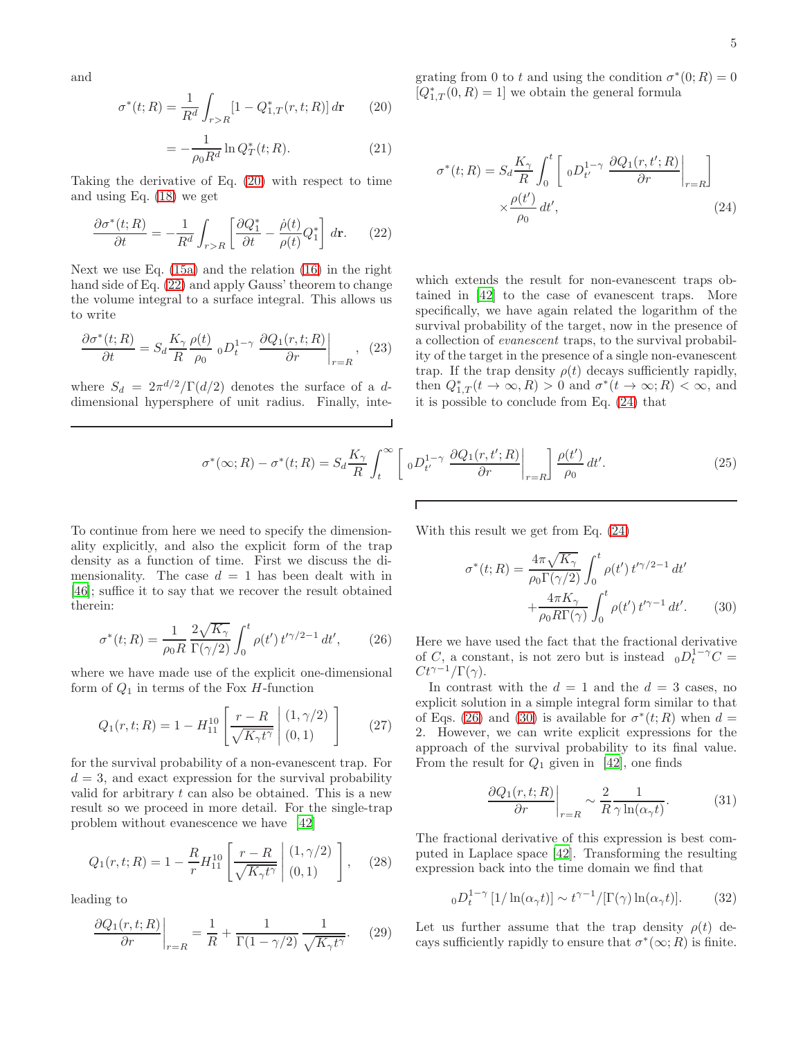and

$$\sigma^*(t;R) = \frac{1}{R^d}\int_{r>R}[1 - Q^*_{1,T}(r,t;R)]\, d\mathbf{r} \tag{20}$$

$$= -\frac{1}{\rho_0 R^d}\ln Q^*_T(t;R). \tag{21}$$

Taking the derivative of Eq. (20) with respect to time and using Eq. (18) we get

$$\frac{\partial \sigma^*(t;R)}{\partial t} = -\frac{1}{R^d}\int_{r>R}\left[\frac{\partial Q^*_1}{\partial t} - \frac{\dot{\rho}(t)}{\rho(t)}Q^*_1\right] d\mathbf{r}. \tag{22}$$

Next we use Eq. (15a) and the relation (16) in the right hand side of Eq. (22) and apply Gauss' theorem to change the volume integral to a surface integral. This allows us to write

$$\frac{\partial \sigma^*(t;R)}{\partial t} = S_d \frac{K_\gamma}{R}\frac{\rho(t)}{\rho_0}\, {}_0D_t^{1-\gamma}\, \left.\frac{\partial Q_1(r,t;R)}{\partial r}\right|_{r=R}, \tag{23}$$

where $S_d = 2\pi^{d/2}/\Gamma(d/2)$ denotes the surface of a $d$-dimensional hypersphere of unit radius. Finally, integrating from 0 to $t$ and using the condition $\sigma^*(0;R) = 0$ $[Q^*_{1,T}(0,R) = 1]$ we obtain the general formula

$$\sigma^*(t;R) = S_d \frac{K_\gamma}{R}\int_0^t \left[\, {}_0D_{t'}^{1-\gamma}\, \left.\frac{\partial Q_1(r,t';R)}{\partial r}\right|_{r=R}\right] \times \frac{\rho(t')}{\rho_0}\, dt', \tag{24}$$

which extends the result for non-evanescent traps obtained in [42] to the case of evanescent traps. More specifically, we have again related the logarithm of the survival probability of the target, now in the presence of a collection of *evanescent* traps, to the survival probability of the target in the presence of a single non-evanescent trap. If the trap density $\rho(t)$ decays sufficiently rapidly, then $Q^*_{1,T}(t\to\infty, R) > 0$ and $\sigma^*(t\to\infty;R) < \infty$, and it is possible to conclude from Eq. (24) that

$$\sigma^*(\infty;R) - \sigma^*(t;R) = S_d \frac{K_\gamma}{R}\int_t^\infty \left[\, {}_0D_{t'}^{1-\gamma}\, \left.\frac{\partial Q_1(r,t';R)}{\partial r}\right|_{r=R}\right] \frac{\rho(t')}{\rho_0}\, dt'. \tag{25}$$

To continue from here we need to specify the dimensionality explicitly, and also the explicit form of the trap density as a function of time. First we discuss the dimensionality. The case $d = 1$ has been dealt with in [46]; suffice it to say that we recover the result obtained therein:

$$\sigma^*(t;R) = \frac{1}{\rho_0 R}\frac{2\sqrt{K_\gamma}}{\Gamma(\gamma/2)}\int_0^t \rho(t')\, t'^{\gamma/2-1}\, dt', \tag{26}$$

where we have made use of the explicit one-dimensional form of $Q_1$ in terms of the Fox $H$-function

$$Q_1(r,t;R) = 1 - H^{10}_{11}\left[\frac{r-R}{\sqrt{K_\gamma t^\gamma}}\,\middle|\, \begin{matrix}(1,\gamma/2)\\ (0,1)\end{matrix}\right] \tag{27}$$

for the survival probability of a non-evanescent trap. For $d = 3$, and exact expression for the survival probability valid for arbitrary $t$ can also be obtained. This is a new result so we proceed in more detail. For the single-trap problem without evanescence we have [42]

$$Q_1(r,t;R) = 1 - \frac{R}{r}H^{10}_{11}\left[\frac{r-R}{\sqrt{K_\gamma t^\gamma}}\,\middle|\, \begin{matrix}(1,\gamma/2)\\ (0,1)\end{matrix}\right], \tag{28}$$

leading to

$$\left.\frac{\partial Q_1(r,t;R)}{\partial r}\right|_{r=R} = \frac{1}{R} + \frac{1}{\Gamma(1-\gamma/2)}\frac{1}{\sqrt{K_\gamma t^\gamma}}. \tag{29}$$

With this result we get from Eq. (24)

$$\sigma^*(t;R) = \frac{4\pi\sqrt{K_\gamma}}{\rho_0\Gamma(\gamma/2)}\int_0^t \rho(t')\, t'^{\gamma/2-1}\, dt' + \frac{4\pi K_\gamma}{\rho_0 R\Gamma(\gamma)}\int_0^t \rho(t')\, t'^{\gamma-1}\, dt'. \tag{30}$$

Here we have used the fact that the fractional derivative of $C$, a constant, is not zero but is instead ${}_0D_t^{1-\gamma}C = Ct^{\gamma-1}/\Gamma(\gamma)$.

In contrast with the $d = 1$ and the $d = 3$ cases, no explicit solution in a simple integral form similar to that of Eqs. (26) and (30) is available for $\sigma^*(t;R)$ when $d = 2$. However, we can write explicit expressions for the approach of the survival probability to its final value. From the result for $Q_1$ given in [42], one finds

$$\left.\frac{\partial Q_1(r,t;R)}{\partial r}\right|_{r=R} \sim \frac{2}{R}\frac{1}{\gamma\ln(\alpha_\gamma t)}. \tag{31}$$

The fractional derivative of this expression is best computed in Laplace space [42]. Transforming the resulting expression back into the time domain we find that

$${}_0D_t^{1-\gamma}\left[1/\ln(\alpha_\gamma t)\right] \sim t^{\gamma-1}/[\Gamma(\gamma)\ln(\alpha_\gamma t)]. \tag{32}$$

Let us further assume that the trap density $\rho(t)$ decays sufficiently rapidly to ensure that $\sigma^*(\infty;R)$ is finite.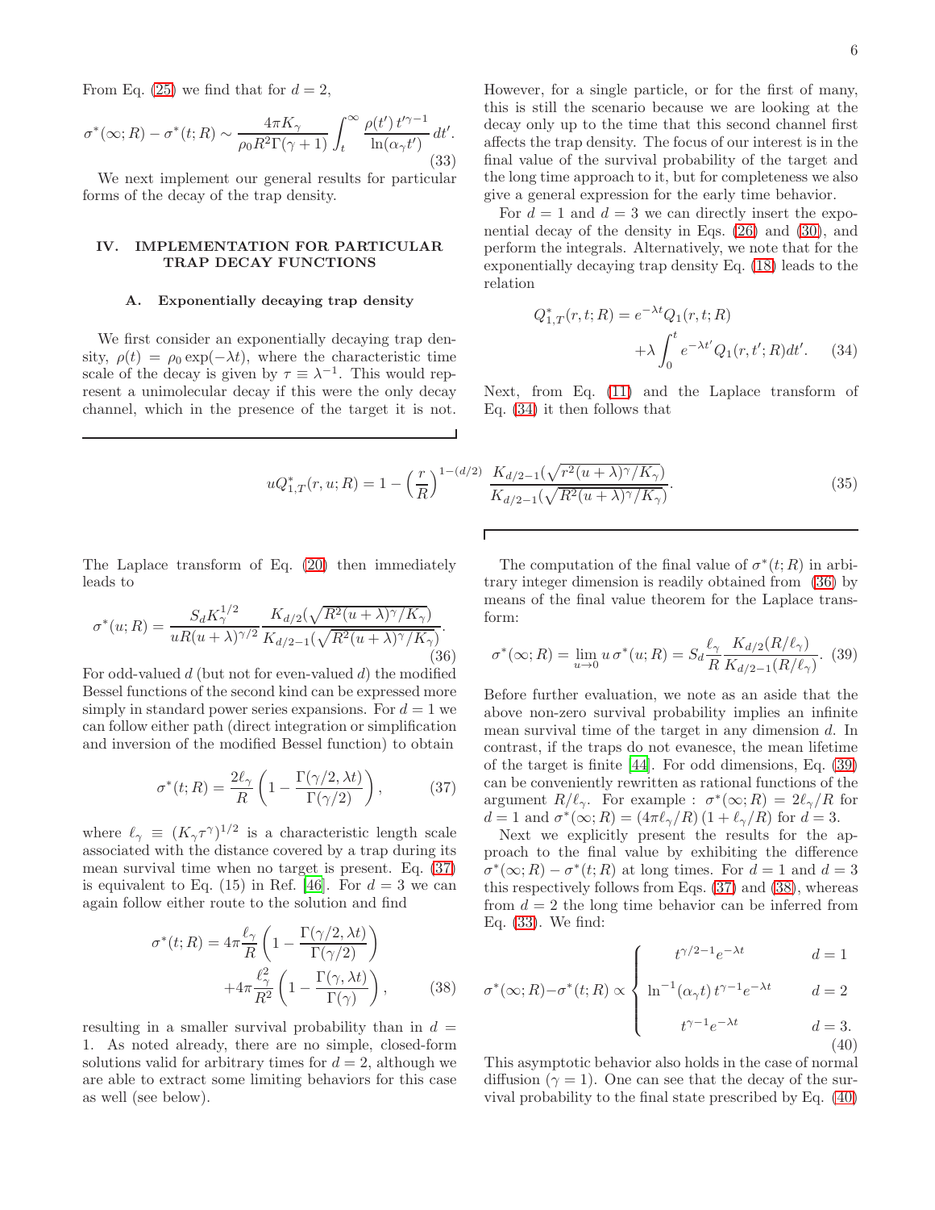From Eq. (25) we find that for $d = 2$,

$$\sigma^*(\infty;R) - \sigma^*(t;R) \sim \frac{4\pi K_\gamma}{\rho_0 R^2 \Gamma(\gamma+1)} \int_t^\infty \frac{\rho(t')\, t'^{\gamma-1}}{\ln(\alpha_\gamma t')}\, dt'. \tag{33}$$

We next implement our general results for particular forms of the decay of the trap density.

## IV. IMPLEMENTATION FOR PARTICULAR TRAP DECAY FUNCTIONS

### A. Exponentially decaying trap density

We first consider an exponentially decaying trap density, $\rho(t) = \rho_0 \exp(-\lambda t)$, where the characteristic time scale of the decay is given by $\tau \equiv \lambda^{-1}$. This would represent a unimolecular decay if this were the only decay channel, which in the presence of the target it is not. However, for a single particle, or for the first of many, this is still the scenario because we are looking at the decay only up to the time that this second channel first affects the trap density. The focus of our interest is in the final value of the survival probability of the target and the long time approach to it, but for completeness we also give a general expression for the early time behavior.

For $d = 1$ and $d = 3$ we can directly insert the exponential decay of the density in Eqs. (26) and (30), and perform the integrals. Alternatively, we note that for the exponentially decaying trap density Eq. (18) leads to the relation

$$Q^*_{1,T}(r,t;R) = e^{-\lambda t} Q_1(r,t;R) + \lambda \int_0^t e^{-\lambda t'} Q_1(r,t';R) dt'. \tag{34}$$

Next, from Eq. (11) and the Laplace transform of Eq. (34) it then follows that

$$uQ^*_{1,T}(r,u;R) = 1 - \left(\frac{r}{R}\right)^{1-(d/2)} \frac{K_{d/2-1}(\sqrt{r^2(u+\lambda)^\gamma/K_\gamma})}{K_{d/2-1}(\sqrt{R^2(u+\lambda)^\gamma/K_\gamma})}. \tag{35}$$

The Laplace transform of Eq. (20) then immediately leads to

$$\sigma^*(u;R) = \frac{S_d K_\gamma^{1/2}}{uR(u+\lambda)^{\gamma/2}} \frac{K_{d/2}(\sqrt{R^2(u+\lambda)^\gamma/K_\gamma})}{K_{d/2-1}(\sqrt{R^2(u+\lambda)^\gamma/K_\gamma})}. \tag{36}$$

For odd-valued $d$ (but not for even-valued $d$) the modified Bessel functions of the second kind can be expressed more simply in standard power series expansions. For $d = 1$ we can follow either path (direct integration or simplification and inversion of the modified Bessel function) to obtain

$$\sigma^*(t;R) = \frac{2\ell_\gamma}{R}\left(1 - \frac{\Gamma(\gamma/2, \lambda t)}{\Gamma(\gamma/2)}\right), \tag{37}$$

where $\ell_\gamma \equiv (K_\gamma \tau^\gamma)^{1/2}$ is a characteristic length scale associated with the distance covered by a trap during its mean survival time when no target is present. Eq. (37) is equivalent to Eq. (15) in Ref. [46]. For $d = 3$ we can again follow either route to the solution and find

$$\sigma^*(t;R) = 4\pi \frac{\ell_\gamma}{R}\left(1 - \frac{\Gamma(\gamma/2, \lambda t)}{\Gamma(\gamma/2)}\right) + 4\pi \frac{\ell_\gamma^2}{R^2}\left(1 - \frac{\Gamma(\gamma, \lambda t)}{\Gamma(\gamma)}\right), \tag{38}$$

resulting in a smaller survival probability than in $d = 1$. As noted already, there are no simple, closed-form solutions valid for arbitrary times for $d = 2$, although we are able to extract some limiting behaviors for this case as well (see below).

The computation of the final value of $\sigma^*(t;R)$ in arbitrary integer dimension is readily obtained from (36) by means of the final value theorem for the Laplace transform:

$$\sigma^*(\infty;R) = \lim_{u\to 0} u\, \sigma^*(u;R) = S_d \frac{\ell_\gamma}{R} \frac{K_{d/2}(R/\ell_\gamma)}{K_{d/2-1}(R/\ell_\gamma)}. \tag{39}$$

Before further evaluation, we note as an aside that the above non-zero survival probability implies an infinite mean survival time of the target in any dimension $d$. In contrast, if the traps do not evanesce, the mean lifetime of the target is finite [44]. For odd dimensions, Eq. (39) can be conveniently rewritten as rational functions of the argument $R/\ell_\gamma$. For example : $\sigma^*(\infty;R) = 2\ell_\gamma/R$ for $d = 1$ and $\sigma^*(\infty;R) = (4\pi\ell_\gamma/R)(1 + \ell_\gamma/R)$ for $d = 3$.

Next we explicitly present the results for the approach to the final value by exhibiting the difference $\sigma^*(\infty;R) - \sigma^*(t;R)$ at long times. For $d = 1$ and $d = 3$ this respectively follows from Eqs. (37) and (38), whereas from $d = 2$ the long time behavior can be inferred from Eq. (33). We find:

$$\sigma^*(\infty;R) - \sigma^*(t;R) \propto \begin{cases} t^{\gamma/2-1} e^{-\lambda t} & d = 1 \\ \ln^{-1}(\alpha_\gamma t)\, t^{\gamma-1} e^{-\lambda t} & d = 2 \\ t^{\gamma-1} e^{-\lambda t} & d = 3. \end{cases} \tag{40}$$

This asymptotic behavior also holds in the case of normal diffusion ($\gamma = 1$). One can see that the decay of the survival probability to the final state prescribed by Eq. (40)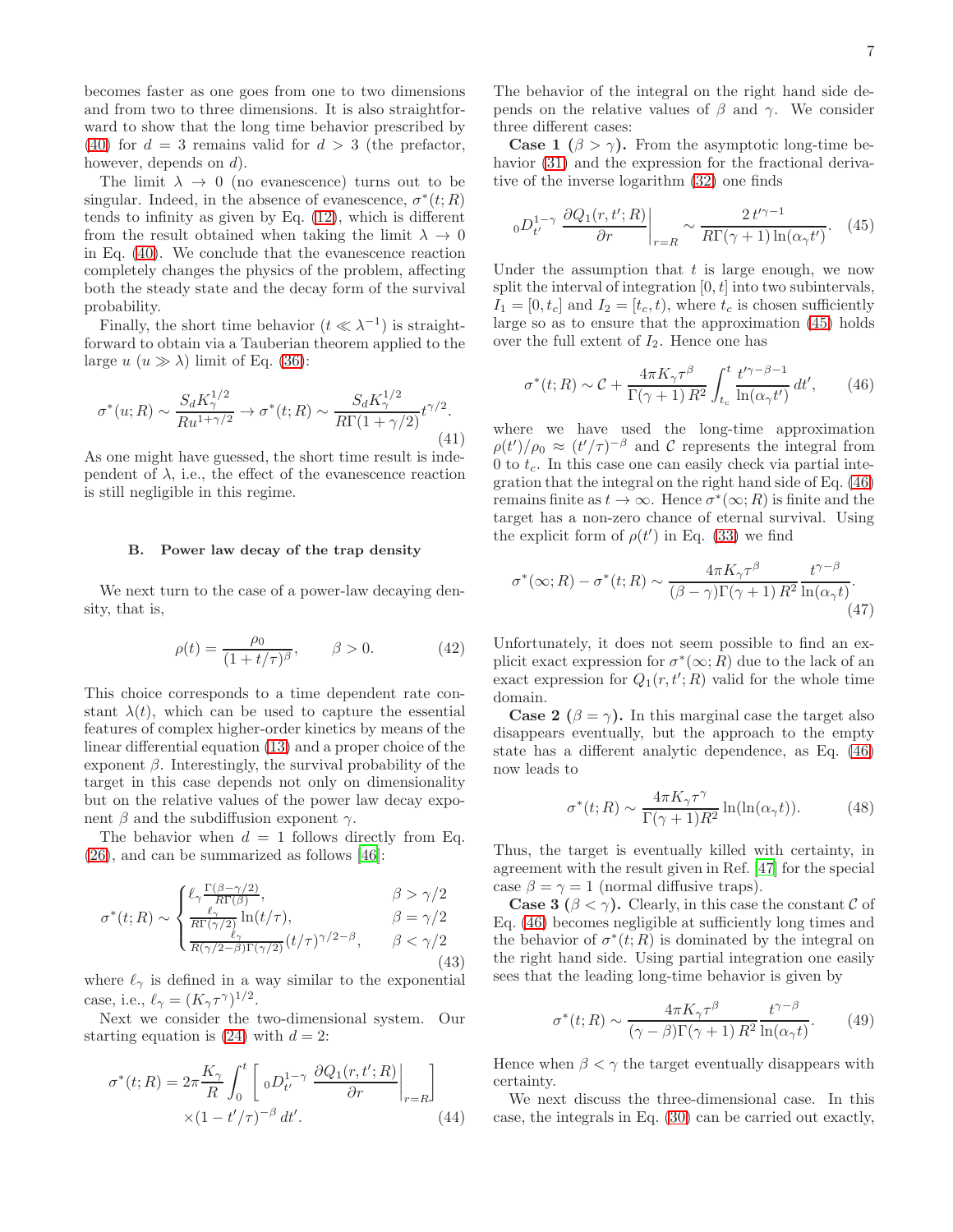becomes faster as one goes from one to two dimensions and from two to three dimensions. It is also straightforward to show that the long time behavior prescribed by (40) for $d = 3$ remains valid for $d > 3$ (the prefactor, however, depends on $d$).

The limit $\lambda \to 0$ (no evanescence) turns out to be singular. Indeed, in the absence of evanescence, $\sigma^*(t;R)$ tends to infinity as given by Eq. (12), which is different from the result obtained when taking the limit $\lambda \to 0$ in Eq. (40). We conclude that the evanescence reaction completely changes the physics of the problem, affecting both the steady state and the decay form of the survival probability.

Finally, the short time behavior ($t \ll \lambda^{-1}$) is straightforward to obtain via a Tauberian theorem applied to the large $u$ ($u \gg \lambda$) limit of Eq. (36):

$$\sigma^*(u;R) \sim \frac{S_d K_\gamma^{1/2}}{R u^{1+\gamma/2}} \to \sigma^*(t;R) \sim \frac{S_d K_\gamma^{1/2}}{R\Gamma(1+\gamma/2)} t^{\gamma/2}. \tag{41}$$

As one might have guessed, the short time result is independent of $\lambda$, i.e., the effect of the evanescence reaction is still negligible in this regime.

### B. Power law decay of the trap density

We next turn to the case of a power-law decaying density, that is,

$$\rho(t) = \frac{\rho_0}{(1+t/\tau)^\beta}, \qquad \beta > 0. \tag{42}$$

This choice corresponds to a time dependent rate constant $\lambda(t)$, which can be used to capture the essential features of complex higher-order kinetics by means of the linear differential equation (13) and a proper choice of the exponent $\beta$. Interestingly, the survival probability of the target in this case depends not only on dimensionality but on the relative values of the power law decay exponent $\beta$ and the subdiffusion exponent $\gamma$.

The behavior when $d = 1$ follows directly from Eq. (26), and can be summarized as follows [46]:

$$\sigma^*(t;R) \sim \begin{cases} \ell_\gamma \frac{\Gamma(\beta-\gamma/2)}{R\Gamma(\beta)}, & \beta > \gamma/2 \\ \frac{\ell_\gamma}{R\Gamma(\gamma/2)} \ln(t/\tau), & \beta = \gamma/2 \\ \frac{\ell_\gamma}{R(\gamma/2-\beta)\Gamma(\gamma/2)} (t/\tau)^{\gamma/2-\beta}, & \beta < \gamma/2 \end{cases} \tag{43}$$

where $\ell_\gamma$ is defined in a way similar to the exponential case, i.e., $\ell_\gamma = (K_\gamma \tau^\gamma)^{1/2}$.

Next we consider the two-dimensional system. Our starting equation is (24) with $d = 2$:

$$\sigma^*(t;R) = 2\pi \frac{K_\gamma}{R} \int_0^t \left[ {}_0D_{t'}^{1-\gamma} \left. \frac{\partial Q_1(r,t';R)}{\partial r} \right|_{r=R} \right] \times (1-t'/\tau)^{-\beta} \, dt'. \tag{44}$$

The behavior of the integral on the right hand side depends on the relative values of $\beta$ and $\gamma$. We consider three different cases:

**Case 1 ($\beta > \gamma$).** From the asymptotic long-time behavior (31) and the expression for the fractional derivative of the inverse logarithm (32) one finds

$${}_0D_{t'}^{1-\gamma} \left. \frac{\partial Q_1(r,t';R)}{\partial r} \right|_{r=R} \sim \frac{2\, t'^{\gamma-1}}{R\Gamma(\gamma+1)\ln(\alpha_\gamma t')}. \tag{45}$$

Under the assumption that $t$ is large enough, we now split the interval of integration $[0,t]$ into two subintervals, $I_1 = [0, t_c]$ and $I_2 = [t_c, t)$, where $t_c$ is chosen sufficiently large so as to ensure that the approximation (45) holds over the full extent of $I_2$. Hence one has

$$\sigma^*(t;R) \sim \mathcal{C} + \frac{4\pi K_\gamma \tau^\beta}{\Gamma(\gamma+1)\, R^2} \int_{t_c}^t \frac{t'^{\gamma-\beta-1}}{\ln(\alpha_\gamma t')} \, dt', \tag{46}$$

where we have used the long-time approximation $\rho(t')/\rho_0 \approx (t'/\tau)^{-\beta}$ and $\mathcal{C}$ represents the integral from 0 to $t_c$. In this case one can easily check via partial integration that the integral on the right hand side of Eq. (46) remains finite as $t \to \infty$. Hence $\sigma^*(\infty;R)$ is finite and the target has a non-zero chance of eternal survival. Using the explicit form of $\rho(t')$ in Eq. (33) we find

$$\sigma^*(\infty;R) - \sigma^*(t;R) \sim \frac{4\pi K_\gamma \tau^\beta}{(\beta-\gamma)\Gamma(\gamma+1)\, R^2} \frac{t^{\gamma-\beta}}{\ln(\alpha_\gamma t)}. \tag{47}$$

Unfortunately, it does not seem possible to find an explicit exact expression for $\sigma^*(\infty;R)$ due to the lack of an exact expression for $Q_1(r,t';R)$ valid for the whole time domain.

**Case 2 ($\beta = \gamma$).** In this marginal case the target also disappears eventually, but the approach to the empty state has a different analytic dependence, as Eq. (46) now leads to

$$\sigma^*(t;R) \sim \frac{4\pi K_\gamma \tau^\gamma}{\Gamma(\gamma+1) R^2} \ln(\ln(\alpha_\gamma t)). \tag{48}$$

Thus, the target is eventually killed with certainty, in agreement with the result given in Ref. [47] for the special case $\beta = \gamma = 1$ (normal diffusive traps).

**Case 3 ($\beta < \gamma$).** Clearly, in this case the constant $\mathcal{C}$ of Eq. (46) becomes negligible at sufficiently long times and the behavior of $\sigma^*(t;R)$ is dominated by the integral on the right hand side. Using partial integration one easily sees that the leading long-time behavior is given by

$$\sigma^*(t;R) \sim \frac{4\pi K_\gamma \tau^\beta}{(\gamma-\beta)\Gamma(\gamma+1)\, R^2} \frac{t^{\gamma-\beta}}{\ln(\alpha_\gamma t)}. \tag{49}$$

Hence when $\beta < \gamma$ the target eventually disappears with certainty.

We next discuss the three-dimensional case. In this case, the integrals in Eq. (30) can be carried out exactly,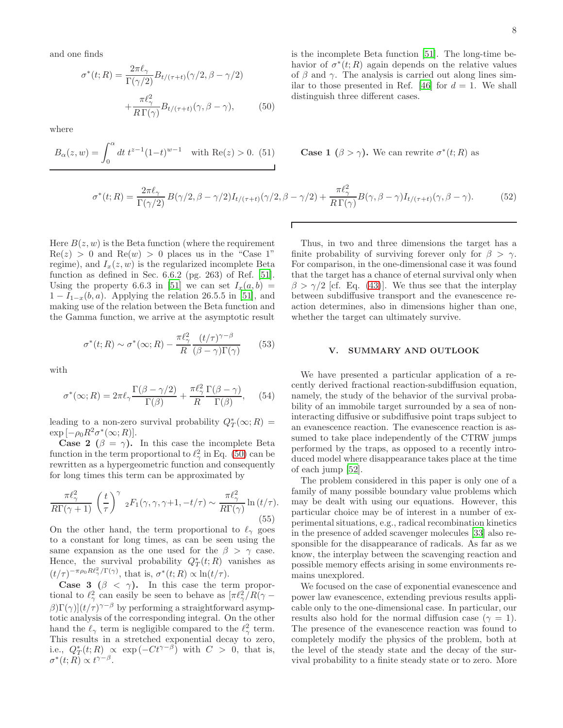and one finds

$$\sigma^*(t;R) = \frac{2\pi\ell_\gamma}{\Gamma(\gamma/2)} B_{t/(\tau+t)}(\gamma/2, \beta-\gamma/2) + \frac{\pi\ell_\gamma^2}{R\,\Gamma(\gamma)} B_{t/(\tau+t)}(\gamma, \beta-\gamma), \tag{50}$$

where

$$B_\alpha(z,w) = \int_0^\alpha dt\, t^{z-1}(1-t)^{w-1} \quad \text{with } \mathrm{Re}(z) > 0. \tag{51}$$

is the incomplete Beta function [51]. The long-time behavior of $\sigma^*(t;R)$ again depends on the relative values of $\beta$ and $\gamma$. The analysis is carried out along lines similar to those presented in Ref. [46] for $d=1$. We shall distinguish three different cases.

**Case 1 ($\beta > \gamma$).** We can rewrite $\sigma^*(t;R)$ as

$$\sigma^*(t;R) = \frac{2\pi\ell_\gamma}{\Gamma(\gamma/2)}\, B(\gamma/2, \beta-\gamma/2) I_{t/(\tau+t)}(\gamma/2, \beta-\gamma/2) + \frac{\pi\ell_\gamma^2}{R\,\Gamma(\gamma)} B(\gamma, \beta-\gamma) I_{t/(\tau+t)}(\gamma, \beta-\gamma). \tag{52}$$

Here $B(z,w)$ is the Beta function (where the requirement $\mathrm{Re}(z) > 0$ and $\mathrm{Re}(w) > 0$ places us in the "Case 1" regime), and $I_x(z,w)$ is the regularized incomplete Beta function as defined in Sec. 6.6.2 (pg. 263) of Ref. [51]. Using the property 6.6.3 in [51] we can set $I_x(a,b) = 1 - I_{1-x}(b,a)$. Applying the relation 26.5.5 in [51], and making use of the relation between the Beta function and the Gamma function, we arrive at the asymptotic result

$$\sigma^*(t;R) \sim \sigma^*(\infty;R) - \frac{\pi\ell_\gamma^2}{R}\frac{(t/\tau)^{\gamma-\beta}}{(\beta-\gamma)\Gamma(\gamma)} \tag{53}$$

with

$$\sigma^*(\infty;R) = 2\pi\ell_\gamma \frac{\Gamma(\beta-\gamma/2)}{\Gamma(\beta)} + \frac{\pi\ell_\gamma^2}{R}\frac{\Gamma(\beta-\gamma)}{\Gamma(\beta)}, \tag{54}$$

leading to a non-zero survival probability $Q_T^*(\infty;R) = \exp\left[-\rho_0 R^2 \sigma^*(\infty;R)\right]$.

**Case 2 ($\beta = \gamma$).** In this case the incomplete Beta function in the term proportional to $\ell_\gamma^2$ in Eq. (50) can be rewritten as a hypergeometric function and consequently for long times this term can be approximated by

$$\frac{\pi\ell_\gamma^2}{R\Gamma(\gamma+1)}\left(\frac{t}{\tau}\right)^\gamma {}_2F_1(\gamma,\gamma,\gamma+1,-t/\tau) \sim \frac{\pi\ell_\gamma^2}{R\Gamma(\gamma)}\ln(t/\tau). \tag{55}$$

On the other hand, the term proportional to $\ell_\gamma$ goes to a constant for long times, as can be seen using the same expansion as the one used for the $\beta > \gamma$ case. Hence, the survival probability $Q_T^*(t;R)$ vanishes as $(t/\tau)^{-\pi\rho_0 R\ell_\gamma^2/\Gamma(\gamma)}$, that is, $\sigma^*(t;R) \propto \ln(t/\tau)$.

**Case 3 ($\beta < \gamma$).** In this case the term proportional to $\ell_\gamma^2$ can easily be seen to behave as $[\pi\ell_\gamma^2/R(\gamma-\beta)\Gamma(\gamma)](t/\tau)^{\gamma-\beta}$ by performing a straightforward asymptotic analysis of the corresponding integral. On the other hand the $\ell_\gamma$ term is negligible compared to the $\ell_\gamma^2$ term. This results in a stretched exponential decay to zero, i.e., $Q_T^*(t;R) \propto \exp\left(-Ct^{\gamma-\beta}\right)$ with $C > 0$, that is, $\sigma^*(t;R) \propto t^{\gamma-\beta}$.

Thus, in two and three dimensions the target has a finite probability of surviving forever only for $\beta > \gamma$. For comparison, in the one-dimensional case it was found that the target has a chance of eternal survival only when $\beta > \gamma/2$ [cf. Eq. (43)]. We thus see that the interplay between subdiffusive transport and the evanescence reaction determines, also in dimensions higher than one, whether the target can ultimately survive.

## V. SUMMARY AND OUTLOOK

We have presented a particular application of a recently derived fractional reaction-subdiffusion equation, namely, the study of the behavior of the survival probability of an immobile target surrounded by a sea of noninteracting diffusive or subdiffusive point traps subject to an evanescence reaction. The evanescence reaction is assumed to take place independently of the CTRW jumps performed by the traps, as opposed to a recently introduced model where disappearance takes place at the time of each jump [52].

The problem considered in this paper is only one of a family of many possible boundary value problems which may be dealt with using our equations. However, this particular choice may be of interest in a number of experimental situations, e.g., radical recombination kinetics in the presence of added scavenger molecules [33] also responsible for the disappearance of radicals. As far as we know, the interplay between the scavenging reaction and possible memory effects arising in some environments remains unexplored.

We focused on the case of exponential evanescence and power law evanescence, extending previous results applicable only to the one-dimensional case. In particular, our results also hold for the normal diffusion case ($\gamma = 1$). The presence of the evanescence reaction was found to completely modify the physics of the problem, both at the level of the steady state and the decay of the survival probability to a finite steady state or to zero. More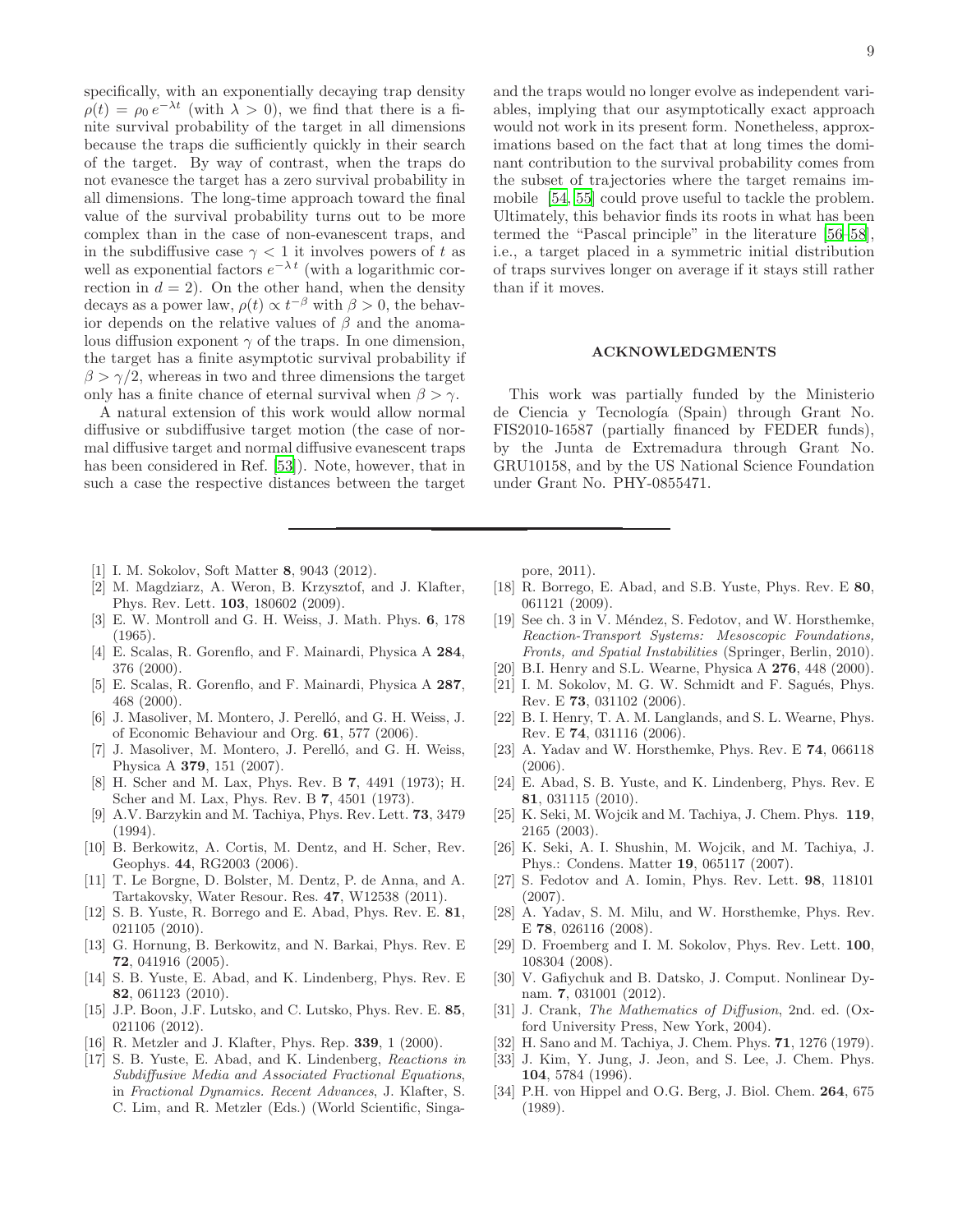specifically, with an exponentially decaying trap density $\rho(t) = \rho_0 \, e^{-\lambda t}$ (with $\lambda > 0$), we find that there is a finite survival probability of the target in all dimensions because the traps die sufficiently quickly in their search of the target. By way of contrast, when the traps do not evanesce the target has a zero survival probability in all dimensions. The long-time approach toward the final value of the survival probability turns out to be more complex than in the case of non-evanescent traps, and in the subdiffusive case $\gamma < 1$ it involves powers of $t$ as well as exponential factors $e^{-\lambda t}$ (with a logarithmic correction in $d = 2$). On the other hand, when the density decays as a power law, $\rho(t) \propto t^{-\beta}$ with $\beta > 0$, the behavior depends on the relative values of $\beta$ and the anomalous diffusion exponent $\gamma$ of the traps. In one dimension, the target has a finite asymptotic survival probability if $\beta > \gamma/2$, whereas in two and three dimensions the target only has a finite chance of eternal survival when $\beta > \gamma$.

A natural extension of this work would allow normal diffusive or subdiffusive target motion (the case of normal diffusive target and normal diffusive evanescent traps has been considered in Ref. [53]). Note, however, that in such a case the respective distances between the target and the traps would no longer evolve as independent variables, implying that our asymptotically exact approach would not work in its present form. Nonetheless, approximations based on the fact that at long times the dominant contribution to the survival probability comes from the subset of trajectories where the target remains immobile [54, 55] could prove useful to tackle the problem. Ultimately, this behavior finds its roots in what has been termed the "Pascal principle" in the literature [56–58], i.e., a target placed in a symmetric initial distribution of traps survives longer on average if it stays still rather than if it moves.

## ACKNOWLEDGMENTS

This work was partially funded by the Ministerio de Ciencia y Tecnología (Spain) through Grant No. FIS2010-16587 (partially financed by FEDER funds), by the Junta de Extremadura through Grant No. GRU10158, and by the US National Science Foundation under Grant No. PHY-0855471.

---

[1] I. M. Sokolov, Soft Matter **8**, 9043 (2012).
[2] M. Magdziarz, A. Weron, B. Krzysztof, and J. Klafter, Phys. Rev. Lett. **103**, 180602 (2009).
[3] E. W. Montroll and G. H. Weiss, J. Math. Phys. **6**, 178 (1965).
[4] E. Scalas, R. Gorenflo, and F. Mainardi, Physica A **284**, 376 (2000).
[5] E. Scalas, R. Gorenflo, and F. Mainardi, Physica A **287**, 468 (2000).
[6] J. Masoliver, M. Montero, J. Perelló, and G. H. Weiss, J. of Economic Behaviour and Org. **61**, 577 (2006).
[7] J. Masoliver, M. Montero, J. Perelló, and G. H. Weiss, Physica A **379**, 151 (2007).
[8] H. Scher and M. Lax, Phys. Rev. B **7**, 4491 (1973); H. Scher and M. Lax, Phys. Rev. B **7**, 4501 (1973).
[9] A.V. Barzykin and M. Tachiya, Phys. Rev. Lett. **73**, 3479 (1994).
[10] B. Berkowitz, A. Cortis, M. Dentz, and H. Scher, Rev. Geophys. **44**, RG2003 (2006).
[11] T. Le Borgne, D. Bolster, M. Dentz, P. de Anna, and A. Tartakovsky, Water Resour. Res. **47**, W12538 (2011).
[12] S. B. Yuste, R. Borrego and E. Abad, Phys. Rev. E. **81**, 021105 (2010).
[13] G. Hornung, B. Berkowitz, and N. Barkai, Phys. Rev. E **72**, 041916 (2005).
[14] S. B. Yuste, E. Abad, and K. Lindenberg, Phys. Rev. E **82**, 061123 (2010).
[15] J.P. Boon, J.F. Lutsko, and C. Lutsko, Phys. Rev. E. **85**, 021106 (2012).
[16] R. Metzler and J. Klafter, Phys. Rep. **339**, 1 (2000).
[17] S. B. Yuste, E. Abad, and K. Lindenberg, *Reactions in Subdiffusive Media and Associated Fractional Equations*, in *Fractional Dynamics. Recent Advances*, J. Klafter, S. C. Lim, and R. Metzler (Eds.) (World Scientific, Singapore, 2011).
[18] R. Borrego, E. Abad, and S.B. Yuste, Phys. Rev. E **80**, 061121 (2009).
[19] See ch. 3 in V. Méndez, S. Fedotov, and W. Horsthemke, *Reaction-Transport Systems: Mesoscopic Foundations, Fronts, and Spatial Instabilities* (Springer, Berlin, 2010).
[20] B.I. Henry and S.L. Wearne, Physica A **276**, 448 (2000).
[21] I. M. Sokolov, M. G. W. Schmidt and F. Sagués, Phys. Rev. E **73**, 031102 (2006).
[22] B. I. Henry, T. A. M. Langlands, and S. L. Wearne, Phys. Rev. E **74**, 031116 (2006).
[23] A. Yadav and W. Horsthemke, Phys. Rev. E **74**, 066118 (2006).
[24] E. Abad, S. B. Yuste, and K. Lindenberg, Phys. Rev. E **81**, 031115 (2010).
[25] K. Seki, M. Wojcik and M. Tachiya, J. Chem. Phys. **119**, 2165 (2003).
[26] K. Seki, A. I. Shushin, M. Wojcik, and M. Tachiya, J. Phys.: Condens. Matter **19**, 065117 (2007).
[27] S. Fedotov and A. Iomin, Phys. Rev. Lett. **98**, 118101 (2007).
[28] A. Yadav, S. M. Milu, and W. Horsthemke, Phys. Rev. E **78**, 026116 (2008).
[29] D. Froemberg and I. M. Sokolov, Phys. Rev. Lett. **100**, 108304 (2008).
[30] V. Gafiychuk and B. Datsko, J. Comput. Nonlinear Dynam. **7**, 031001 (2012).
[31] J. Crank, *The Mathematics of Diffusion*, 2nd. ed. (Oxford University Press, New York, 2004).
[32] H. Sano and M. Tachiya, J. Chem. Phys. **71**, 1276 (1979).
[33] J. Kim, Y. Jung, J. Jeon, and S. Lee, J. Chem. Phys. **104**, 5784 (1996).
[34] P.H. von Hippel and O.G. Berg, J. Biol. Chem. **264**, 675 (1989).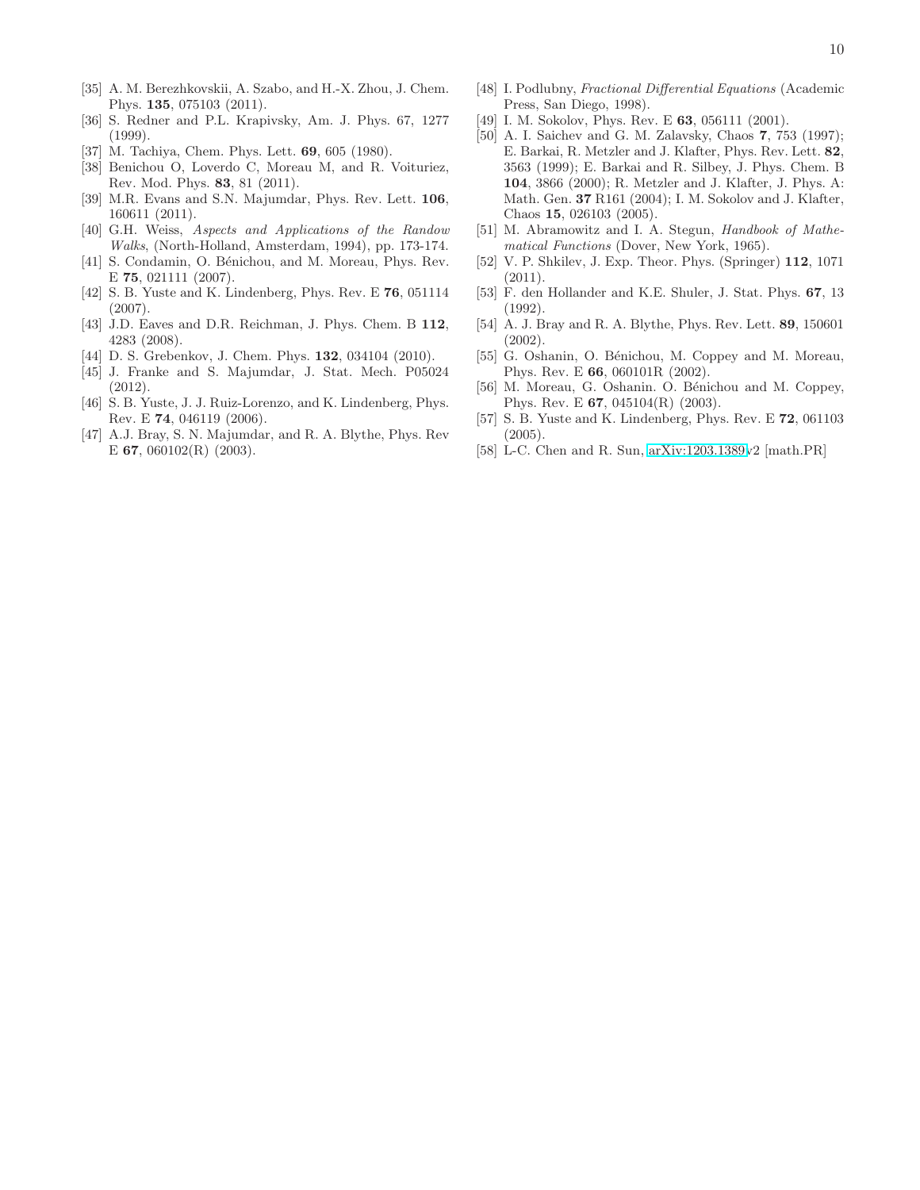[35] A. M. Berezhkovskii, A. Szabo, and H.-X. Zhou, J. Chem. Phys. **135**, 075103 (2011).

[36] S. Redner and P.L. Krapivsky, Am. J. Phys. 67, 1277 (1999).

[37] M. Tachiya, Chem. Phys. Lett. **69**, 605 (1980).

[38] Benichou O, Loverdo C, Moreau M, and R. Voituriez, Rev. Mod. Phys. **83**, 81 (2011).

[39] M.R. Evans and S.N. Majumdar, Phys. Rev. Lett. **106**, 160611 (2011).

[40] G.H. Weiss, *Aspects and Applications of the Randow Walks*, (North-Holland, Amsterdam, 1994), pp. 173-174.

[41] S. Condamin, O. Bénichou, and M. Moreau, Phys. Rev. E **75**, 021111 (2007).

[42] S. B. Yuste and K. Lindenberg, Phys. Rev. E **76**, 051114 (2007).

[43] J.D. Eaves and D.R. Reichman, J. Phys. Chem. B **112**, 4283 (2008).

[44] D. S. Grebenkov, J. Chem. Phys. **132**, 034104 (2010).

[45] J. Franke and S. Majumdar, J. Stat. Mech. P05024 (2012).

[46] S. B. Yuste, J. J. Ruiz-Lorenzo, and K. Lindenberg, Phys. Rev. E **74**, 046119 (2006).

[47] A.J. Bray, S. N. Majumdar, and R. A. Blythe, Phys. Rev E **67**, 060102(R) (2003).

[48] I. Podlubny, *Fractional Differential Equations* (Academic Press, San Diego, 1998).

[49] I. M. Sokolov, Phys. Rev. E **63**, 056111 (2001).

[50] A. I. Saichev and G. M. Zalavsky, Chaos **7**, 753 (1997); E. Barkai, R. Metzler and J. Klafter, Phys. Rev. Lett. **82**, 3563 (1999); E. Barkai and R. Silbey, J. Phys. Chem. B **104**, 3866 (2000); R. Metzler and J. Klafter, J. Phys. A: Math. Gen. **37** R161 (2004); I. M. Sokolov and J. Klafter, Chaos **15**, 026103 (2005).

[51] M. Abramowitz and I. A. Stegun, *Handbook of Mathematical Functions* (Dover, New York, 1965).

[52] V. P. Shkilev, J. Exp. Theor. Phys. (Springer) **112**, 1071 (2011).

[53] F. den Hollander and K.E. Shuler, J. Stat. Phys. **67**, 13 (1992).

[54] A. J. Bray and R. A. Blythe, Phys. Rev. Lett. **89**, 150601 (2002).

[55] G. Oshanin, O. Bénichou, M. Coppey and M. Moreau, Phys. Rev. E **66**, 060101R (2002).

[56] M. Moreau, G. Oshanin. O. Bénichou and M. Coppey, Phys. Rev. E **67**, 045104(R) (2003).

[57] S. B. Yuste and K. Lindenberg, Phys. Rev. E **72**, 061103 (2005).

[58] L-C. Chen and R. Sun, arXiv:1203.1389v2 [math.PR]